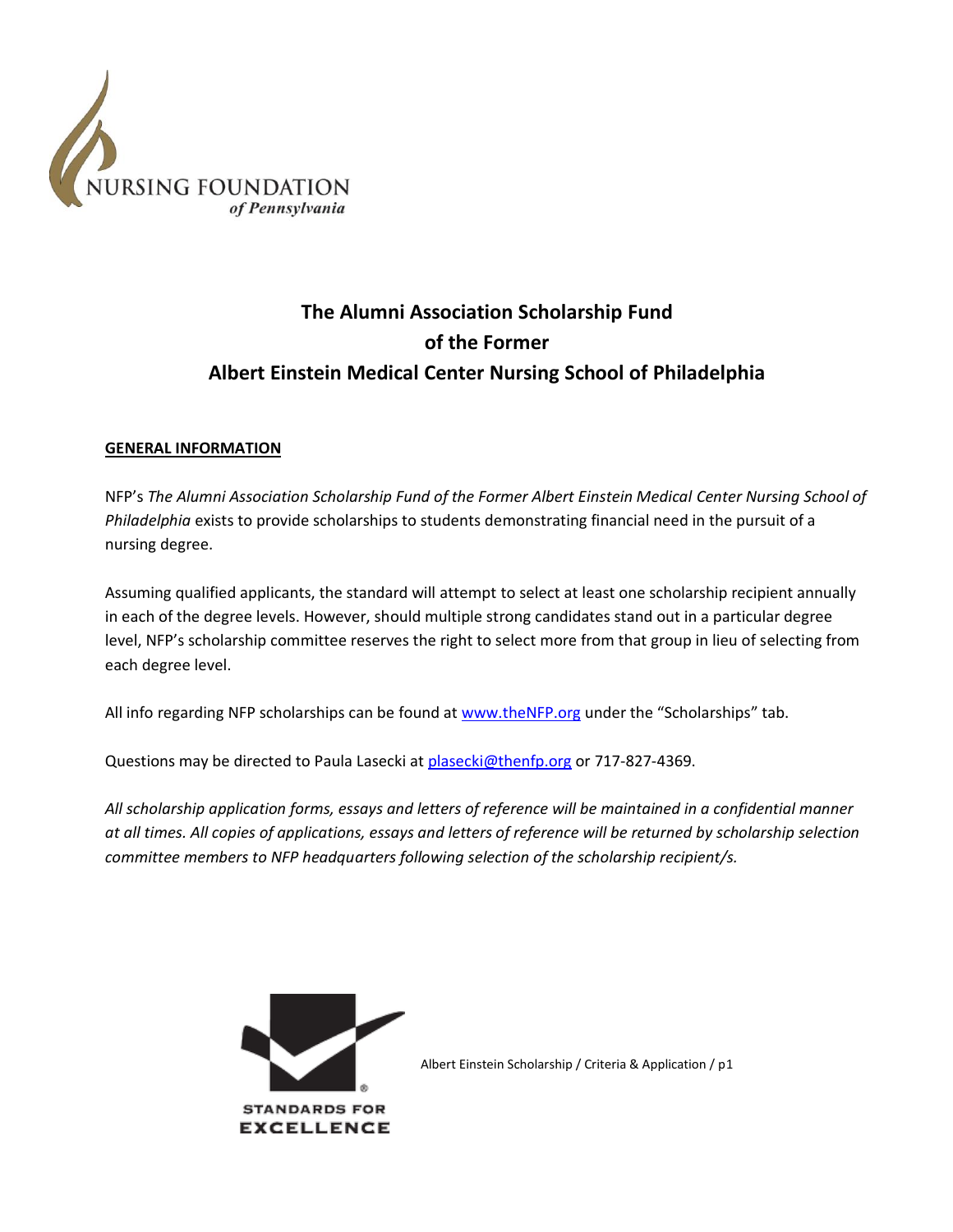NURSING FOUNDATION
*of Pennsylvania*

# The Alumni Association Scholarship Fund of the Former Albert Einstein Medical Center Nursing School of Philadelphia

## GENERAL INFORMATION

NFP's *The Alumni Association Scholarship Fund of the Former Albert Einstein Medical Center Nursing School of Philadelphia* exists to provide scholarships to students demonstrating financial need in the pursuit of a nursing degree.

Assuming qualified applicants, the standard will attempt to select at least one scholarship recipient annually in each of the degree levels. However, should multiple strong candidates stand out in a particular degree level, NFP's scholarship committee reserves the right to select more from that group in lieu of selecting from each degree level.

All info regarding NFP scholarships can be found at www.theNFP.org under the "Scholarships" tab.

Questions may be directed to Paula Lasecki at plasecki@thenfp.org or 717-827-4369.

*All scholarship application forms, essays and letters of reference will be maintained in a confidential manner at all times. All copies of applications, essays and letters of reference will be returned by scholarship selection committee members to NFP headquarters following selection of the scholarship recipient/s.*

STANDARDS FOR EXCELLENCE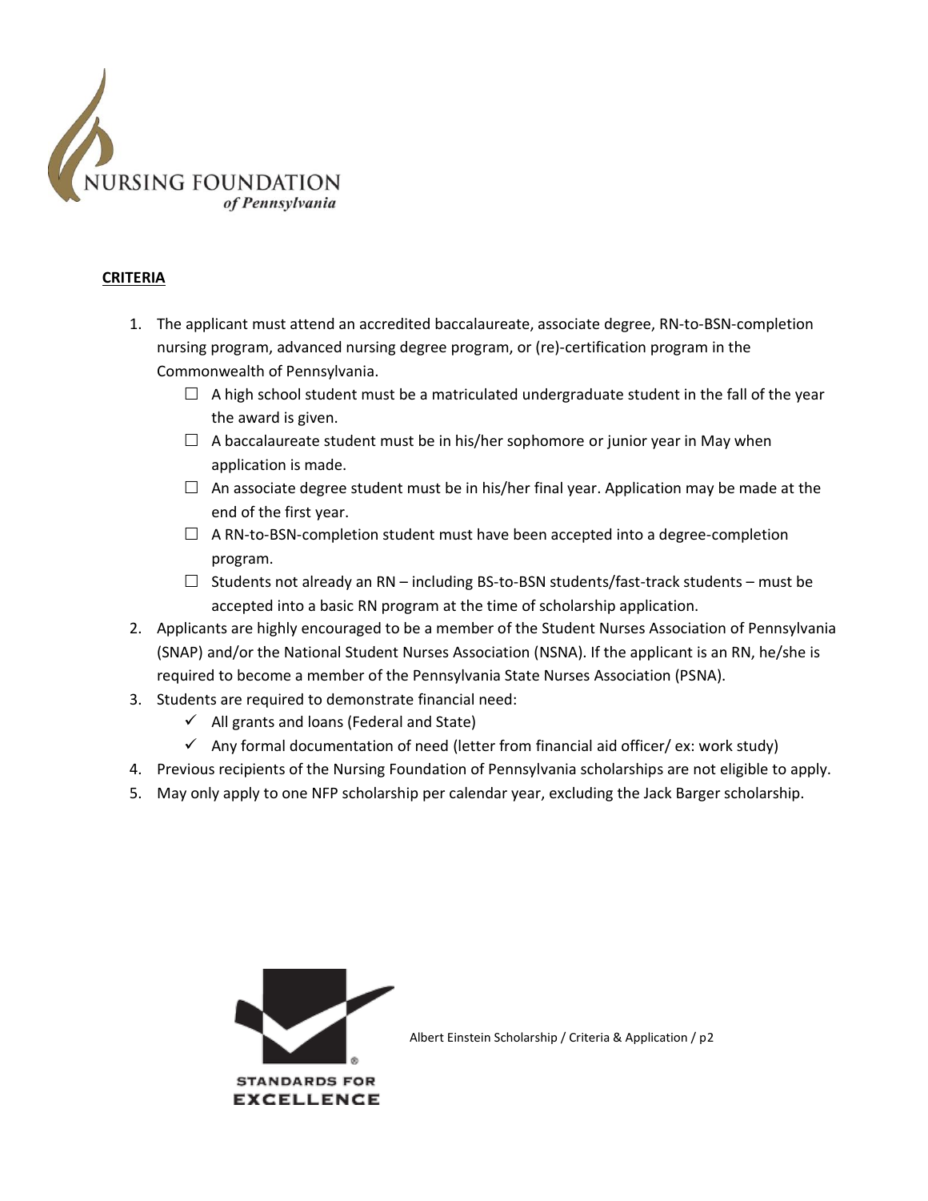**CRITERIA**

1. The applicant must attend an accredited baccalaureate, associate degree, RN-to-BSN-completion nursing program, advanced nursing degree program, or (re)-certification program in the Commonwealth of Pennsylvania.
   - ☐ A high school student must be a matriculated undergraduate student in the fall of the year the award is given.
   - ☐ A baccalaureate student must be in his/her sophomore or junior year in May when application is made.
   - ☐ An associate degree student must be in his/her final year. Application may be made at the end of the first year.
   - ☐ A RN-to-BSN-completion student must have been accepted into a degree-completion program.
   - ☐ Students not already an RN – including BS-to-BSN students/fast-track students – must be accepted into a basic RN program at the time of scholarship application.
2. Applicants are highly encouraged to be a member of the Student Nurses Association of Pennsylvania (SNAP) and/or the National Student Nurses Association (NSNA). If the applicant is an RN, he/she is required to become a member of the Pennsylvania State Nurses Association (PSNA).
3. Students are required to demonstrate financial need:
   - ✓ All grants and loans (Federal and State)
   - ✓ Any formal documentation of need (letter from financial aid officer/ ex: work study)
4. Previous recipients of the Nursing Foundation of Pennsylvania scholarships are not eligible to apply.
5. May only apply to one NFP scholarship per calendar year, excluding the Jack Barger scholarship.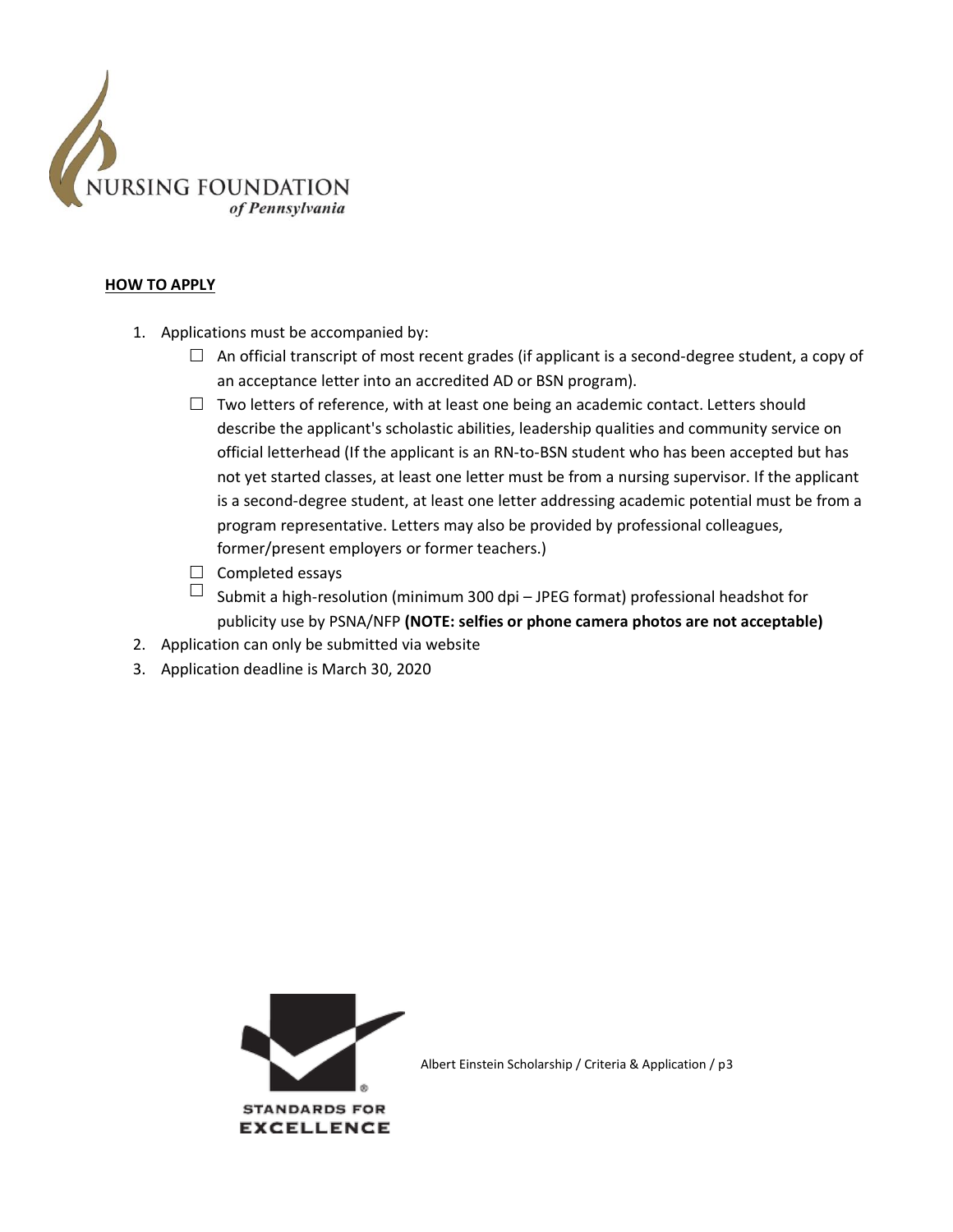**HOW TO APPLY**

1. Applications must be accompanied by:
   - ☐ An official transcript of most recent grades (if applicant is a second-degree student, a copy of an acceptance letter into an accredited AD or BSN program).
   - ☐ Two letters of reference, with at least one being an academic contact. Letters should describe the applicant's scholastic abilities, leadership qualities and community service on official letterhead (If the applicant is an RN-to-BSN student who has been accepted but has not yet started classes, at least one letter must be from a nursing supervisor. If the applicant is a second-degree student, at least one letter addressing academic potential must be from a program representative. Letters may also be provided by professional colleagues, former/present employers or former teachers.)
   - ☐ Completed essays
   - ☐ Submit a high-resolution (minimum 300 dpi – JPEG format) professional headshot for publicity use by PSNA/NFP **(NOTE: selfies or phone camera photos are not acceptable)**
2. Application can only be submitted via website
3. Application deadline is March 30, 2020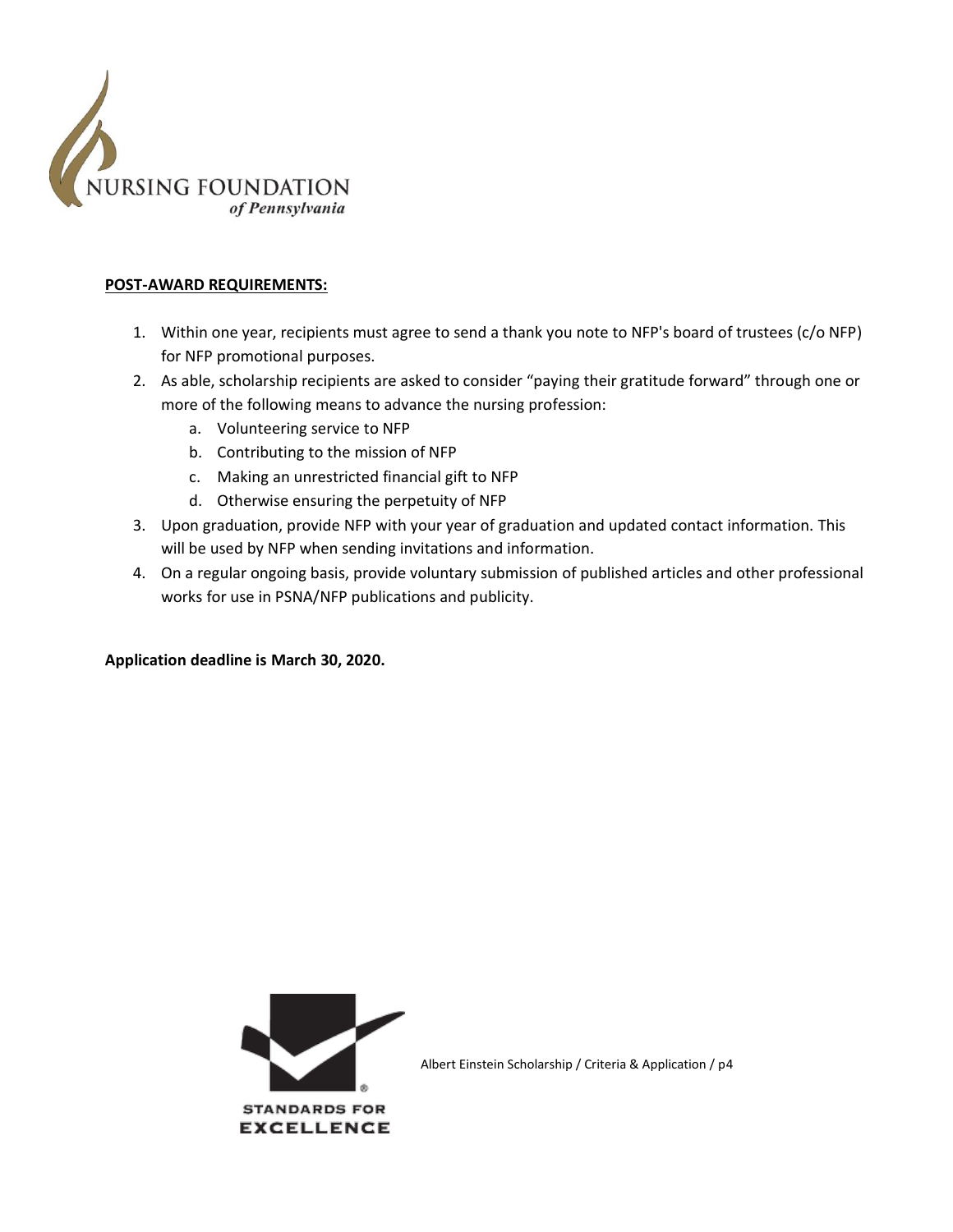**POST-AWARD REQUIREMENTS:**

1. Within one year, recipients must agree to send a thank you note to NFP's board of trustees (c/o NFP) for NFP promotional purposes.
2. As able, scholarship recipients are asked to consider "paying their gratitude forward" through one or more of the following means to advance the nursing profession:
   a. Volunteering service to NFP
   b. Contributing to the mission of NFP
   c. Making an unrestricted financial gift to NFP
   d. Otherwise ensuring the perpetuity of NFP
3. Upon graduation, provide NFP with your year of graduation and updated contact information. This will be used by NFP when sending invitations and information.
4. On a regular ongoing basis, provide voluntary submission of published articles and other professional works for use in PSNA/NFP publications and publicity.

**Application deadline is March 30, 2020.**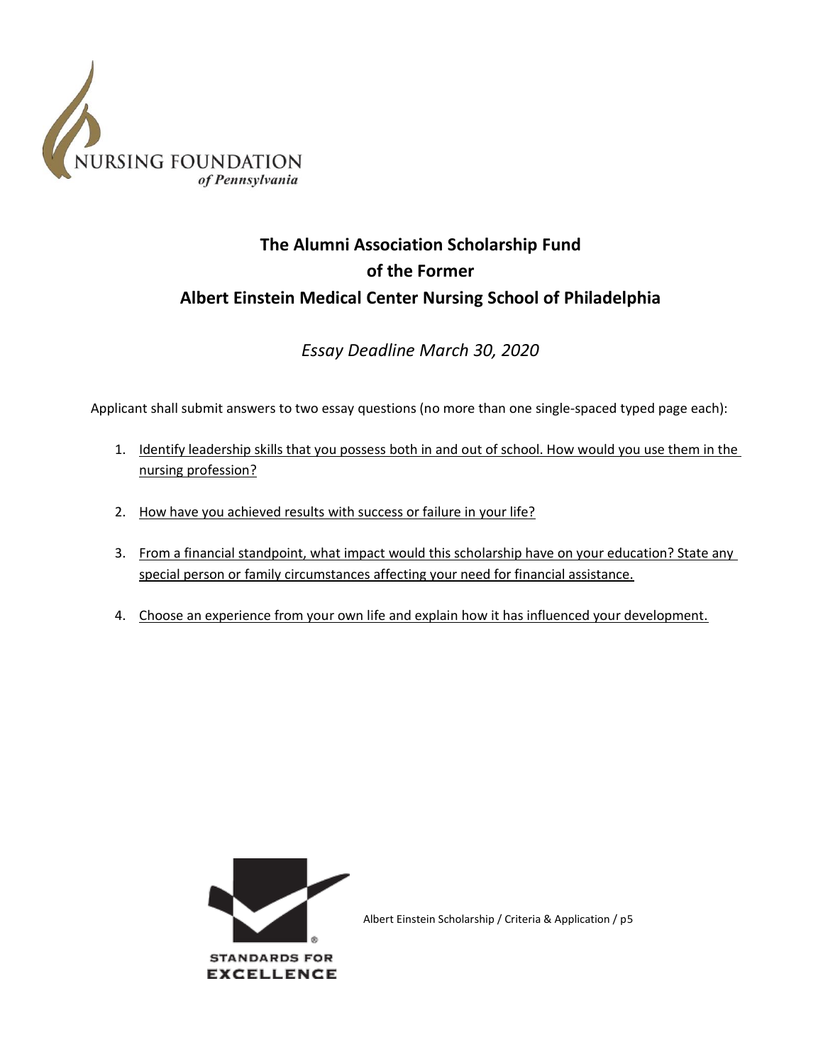NURSING FOUNDATION
*of Pennsylvania*

# The Alumni Association Scholarship Fund of the Former Albert Einstein Medical Center Nursing School of Philadelphia

*Essay Deadline March 30, 2020*

Applicant shall submit answers to two essay questions (no more than one single-spaced typed page each):

1. Identify leadership skills that you possess both in and out of school. How would you use them in the nursing profession?

2. How have you achieved results with success or failure in your life?

3. From a financial standpoint, what impact would this scholarship have on your education? State any special person or family circumstances affecting your need for financial assistance.

4. Choose an experience from your own life and explain how it has influenced your development.

STANDARDS FOR EXCELLENCE